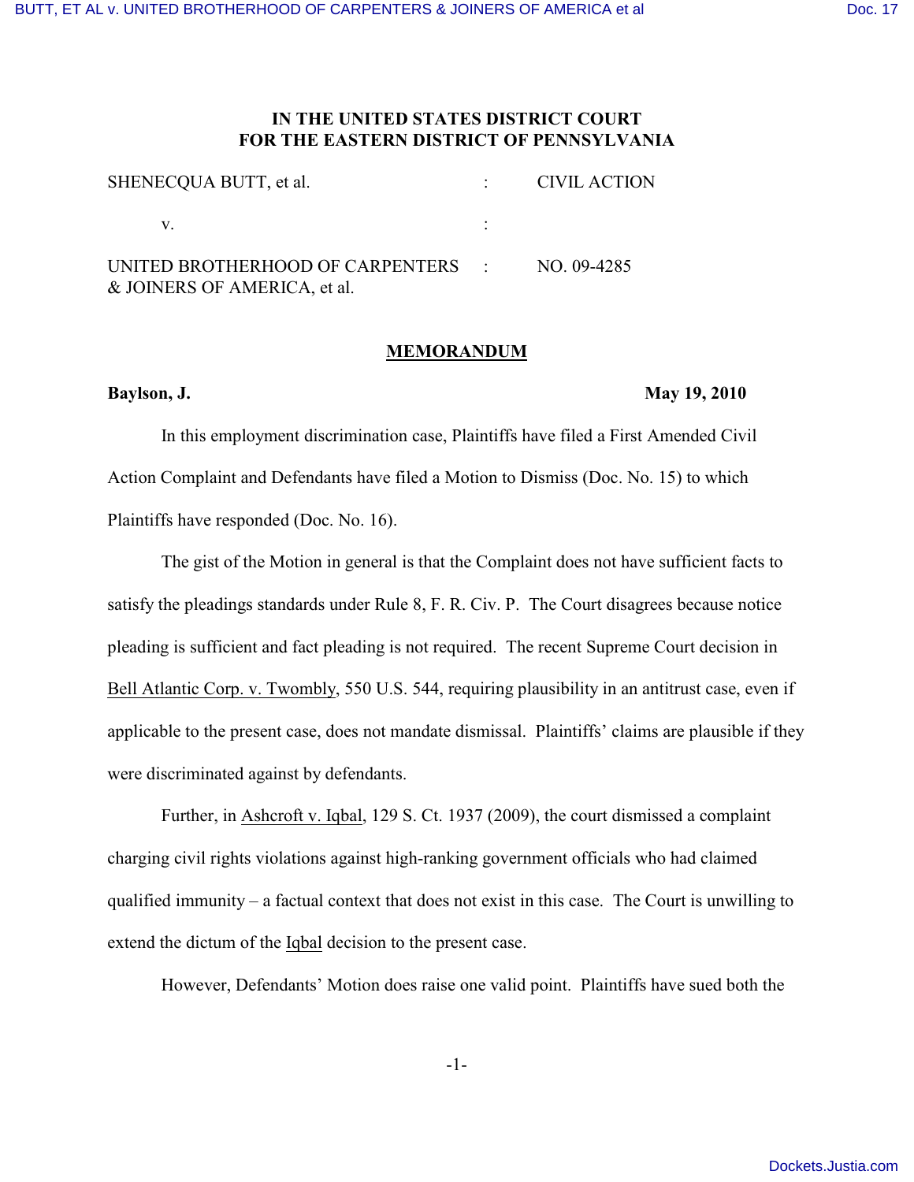# IN THE UNITED STATES DISTRICT COURT
# FOR THE EASTERN DISTRICT OF PENNSYLVANIA

| | | |
|---|---|---|
| SHENECQUA BUTT, et al. | : | CIVIL ACTION |
| v. | : | |
| UNITED BROTHERHOOD OF CARPENTERS & JOINERS OF AMERICA, et al. | : | NO. 09-4285 |

## MEMORANDUM

**Baylson, J.** **May 19, 2010**

In this employment discrimination case, Plaintiffs have filed a First Amended Civil Action Complaint and Defendants have filed a Motion to Dismiss (Doc. No. 15) to which Plaintiffs have responded (Doc. No. 16).

The gist of the Motion in general is that the Complaint does not have sufficient facts to satisfy the pleadings standards under Rule 8, F. R. Civ. P. The Court disagrees because notice pleading is sufficient and fact pleading is not required. The recent Supreme Court decision in Bell Atlantic Corp. v. Twombly, 550 U.S. 544, requiring plausibility in an antitrust case, even if applicable to the present case, does not mandate dismissal. Plaintiffs' claims are plausible if they were discriminated against by defendants.

Further, in Ashcroft v. Iqbal, 129 S. Ct. 1937 (2009), the court dismissed a complaint charging civil rights violations against high-ranking government officials who had claimed qualified immunity – a factual context that does not exist in this case. The Court is unwilling to extend the dictum of the Iqbal decision to the present case.

However, Defendants' Motion does raise one valid point. Plaintiffs have sued both the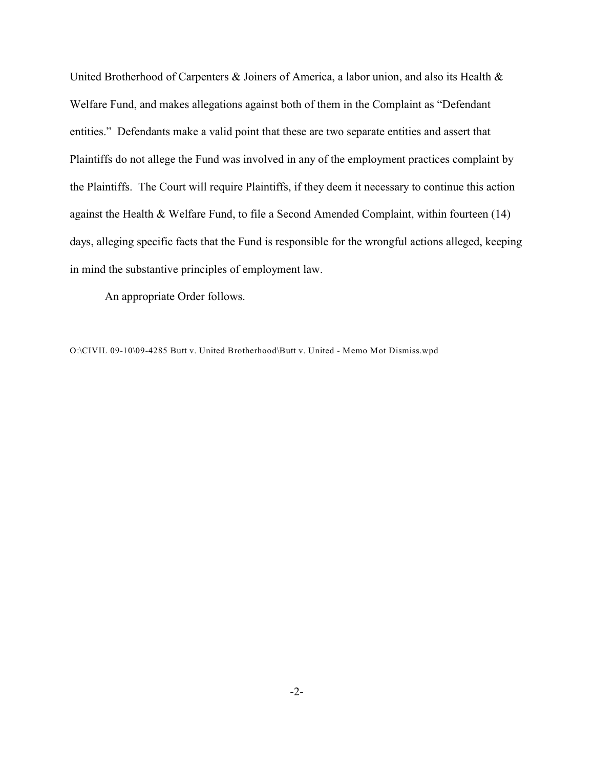United Brotherhood of Carpenters & Joiners of America, a labor union, and also its Health & Welfare Fund, and makes allegations against both of them in the Complaint as "Defendant entities." Defendants make a valid point that these are two separate entities and assert that Plaintiffs do not allege the Fund was involved in any of the employment practices complaint by the Plaintiffs. The Court will require Plaintiffs, if they deem it necessary to continue this action against the Health & Welfare Fund, to file a Second Amended Complaint, within fourteen (14) days, alleging specific facts that the Fund is responsible for the wrongful actions alleged, keeping in mind the substantive principles of employment law.

An appropriate Order follows.

O:\CIVIL 09-10\09-4285 Butt v. United Brotherhood\Butt v. United - Memo Mot Dismiss.wpd